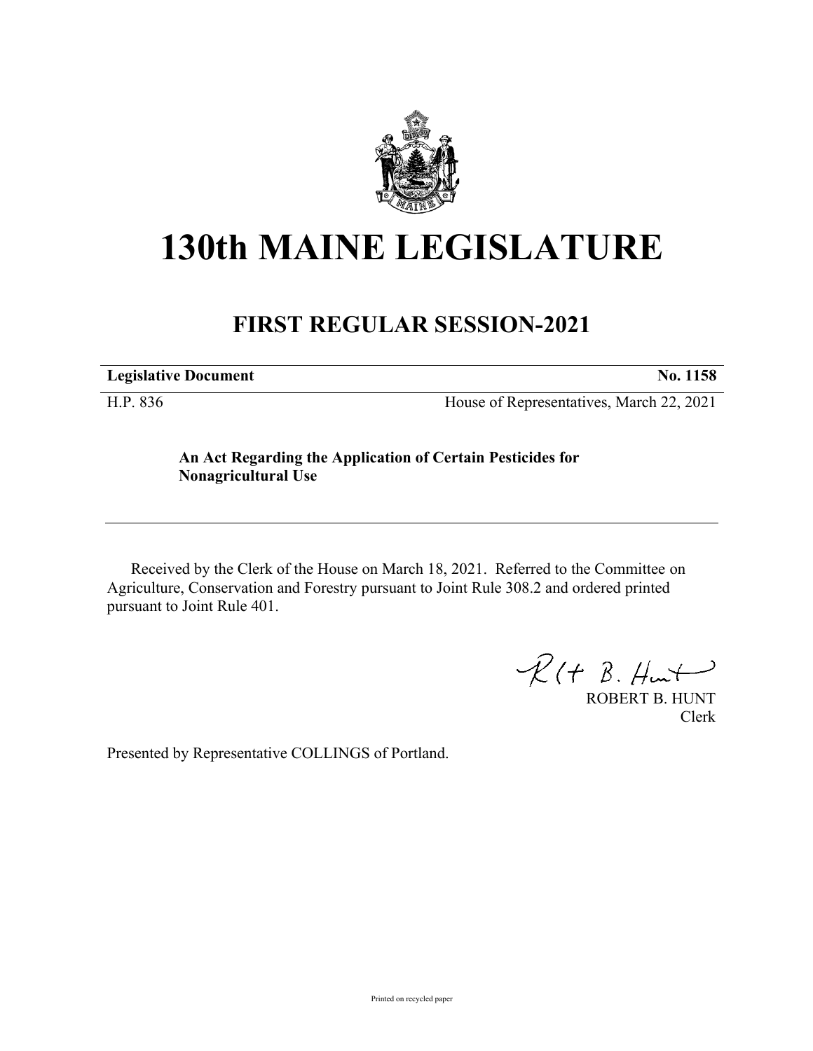# 130th MAINE LEGISLATURE

## FIRST REGULAR SESSION-2021

| **Legislative Document** | **No. 1158** |
|---|---|
| H.P. 836 | House of Representatives, March 22, 2021 |

**An Act Regarding the Application of Certain Pesticides for Nonagricultural Use**

Received by the Clerk of the House on March 18, 2021. Referred to the Committee on Agriculture, Conservation and Forestry pursuant to Joint Rule 308.2 and ordered printed pursuant to Joint Rule 401.

ROBERT B. HUNT
Clerk

Presented by Representative COLLINGS of Portland.

Printed on recycled paper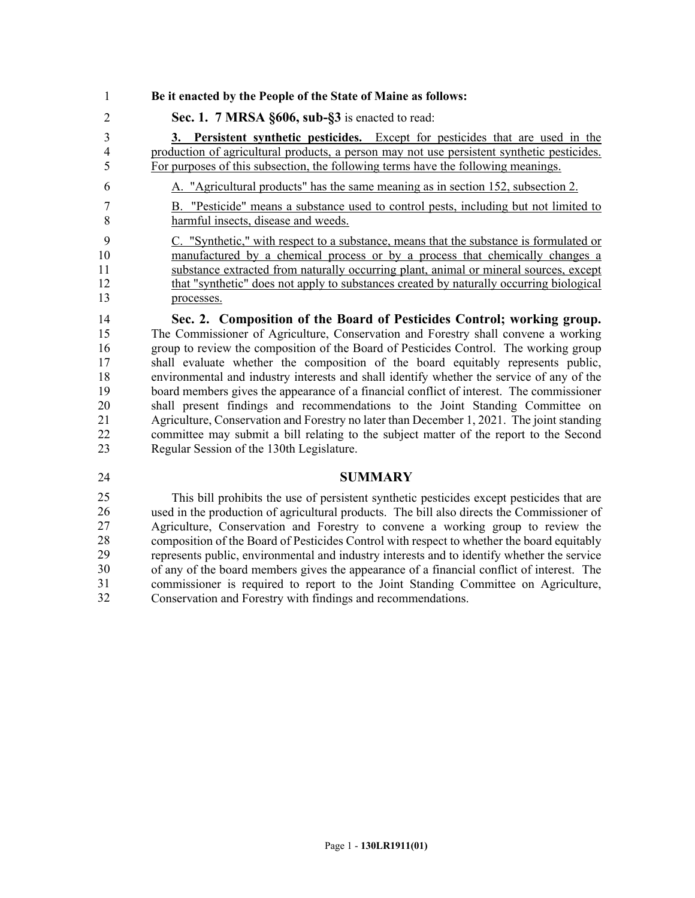**Be it enacted by the People of the State of Maine as follows:**

**Sec. 1. 7 MRSA §606, sub-§3** is enacted to read:

**3. Persistent synthetic pesticides.** Except for pesticides that are used in the production of agricultural products, a person may not use persistent synthetic pesticides. For purposes of this subsection, the following terms have the following meanings.

A. "Agricultural products" has the same meaning as in section 152, subsection 2.

B. "Pesticide" means a substance used to control pests, including but not limited to harmful insects, disease and weeds.

C. "Synthetic," with respect to a substance, means that the substance is formulated or manufactured by a chemical process or by a process that chemically changes a substance extracted from naturally occurring plant, animal or mineral sources, except that "synthetic" does not apply to substances created by naturally occurring biological processes.

**Sec. 2. Composition of the Board of Pesticides Control; working group.** The Commissioner of Agriculture, Conservation and Forestry shall convene a working group to review the composition of the Board of Pesticides Control. The working group shall evaluate whether the composition of the board equitably represents public, environmental and industry interests and shall identify whether the service of any of the board members gives the appearance of a financial conflict of interest. The commissioner shall present findings and recommendations to the Joint Standing Committee on Agriculture, Conservation and Forestry no later than December 1, 2021. The joint standing committee may submit a bill relating to the subject matter of the report to the Second Regular Session of the 130th Legislature.

## SUMMARY

This bill prohibits the use of persistent synthetic pesticides except pesticides that are used in the production of agricultural products. The bill also directs the Commissioner of Agriculture, Conservation and Forestry to convene a working group to review the composition of the Board of Pesticides Control with respect to whether the board equitably represents public, environmental and industry interests and to identify whether the service of any of the board members gives the appearance of a financial conflict of interest. The commissioner is required to report to the Joint Standing Committee on Agriculture, Conservation and Forestry with findings and recommendations.